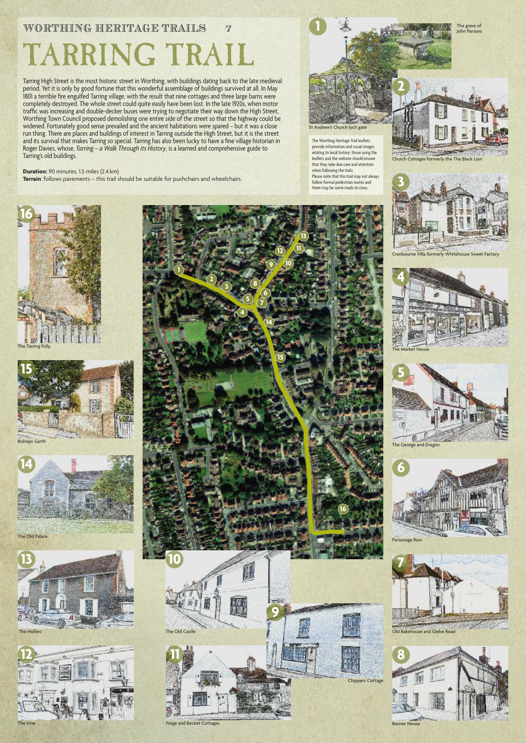WORTHING HERITAGE TRAILS 7

# TARRING TRAIL

Tarring High Street is the most historic street in Worthing, with buildings dating back to the late medieval period. Yet it is only by good fortune that this wonderful assemblage of buildings survived at all. In May 1801 a terrible fire engulfed Tarring village, with the result that nine cottages and three large barns were completely destroyed. The whole street could quite easily have been lost. In the late 1920s, when motor traffic was increasing and double-decker buses were trying to negotiate their way down the High Street, Worthing Town Council proposed demolishing one entire side of the street so that the highway could be widened. Fortunately good sense prevailed and the ancient habitations were spared – but it was a close run thing. There are places and buildings of interest in Tarring outside the High Street, but it is the street and its survival that makes Tarring so special. Tarring has also been lucky to have a fine village historian in Roger Davies, whose, *Tarring – a Walk Through its History*, is a learned and comprehensive guide to Tarring's old buildings.

**Duration:** 90 minutes, 1.5 miles (2.4 km)
**Terrain**: follows pavements – this trail should be suitable for pushchairs and wheelchairs.

The Worthing Heritage Trail leaflets provide information and visual images relating to local history: those using the leaflets and the website should ensure that they take due care and attention when following the trails.
Please note that this trail may not always follow formal pedestrian routes and there may be some roads to cross.

1. St Andrew's Church lych gate
   The grave of John Parsons
2. Church Cottages formerly the The Black Lion
3. Cranbourne Villa formerly Whitehouse Sweet Factory
4. The Market House
5. The George and Dragon
6. Parsonage Row
7. Old Bakehouse and Glebe Road
8. Banner House
9. Chippers Cottage
10. The Old Castle
11. Forge and Becket Cottages
12. The Vine
13. The Hollies
14. The Old Palace
15. Bishops Garth
16. The Tarring Folly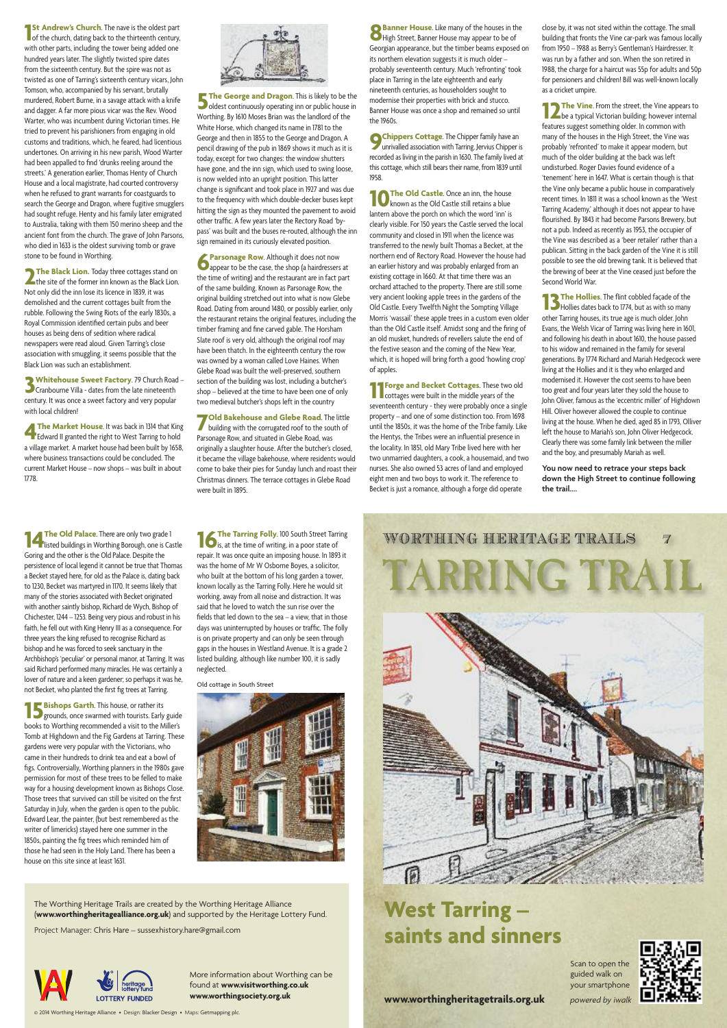**1 St Andrew's Church**. The nave is the oldest part of the church, dating back to the thirteenth century, with other parts, including the tower being added one hundred years later. The slightly twisted spire dates from the sixteenth century. But the spire was not as twisted as one of Tarring's sixteenth century vicars, John Tomson, who, accompanied by his servant, brutally murdered, Robert Burne, in a savage attack with a knife and dagger. A far more pious vicar was the Rev. Wood Warter, who was incumbent during Victorian times. He tried to prevent his parishioners from engaging in old customs and traditions, which, he feared, had licentious undertones. On arriving in his new parish, Wood Warter had been appalled to find 'drunks reeling around the streets.' A generation earlier, Thomas Henty of Church House and a local magistrate, had courted controversy when he refused to grant warrants for coastguards to search the George and Dragon, where fugitive smugglers had sought refuge. Henty and his family later emigrated to Australia, taking with them 150 merino sheep and the ancient font from the church. The grave of John Parsons, who died in 1633 is the oldest surviving tomb or grave stone to be found in Worthing.

**2 The Black Lion**. Today three cottages stand on the site of the former inn known as the Black Lion. Not only did the inn lose its licence in 1839, it was demolished and the current cottages built from the rubble. Following the Swing Riots of the early 1830s, a Royal Commission identified certain pubs and beer houses as being dens of sedition where radical newspapers were read aloud. Given Tarring's close association with smuggling, it seems possible that the Black Lion was such an establishment.

**3 Whitehouse Sweet Factory**. 79 Church Road – Cranbourne Villa - dates from the late nineteenth century. It was once a sweet factory and very popular with local children!

**4 The Market House**. It was back in 1314 that King Edward II granted the right to West Tarring to hold a village market. A market house had been built by 1658, where business transactions could be concluded. The current Market House – now shops – was built in about 1778.

**5 The George and Dragon**. This is likely to be the oldest continuously operating inn or public house in Worthing. By 1610 Moses Brian was the landlord of the White Horse, which changed its name in 1781 to the George and then in 1855 to the George and Dragon. A pencil drawing of the pub in 1869 shows it much as it is today, except for two changes: the window shutters have gone, and the inn sign, which used to swing loose, is now welded into an upright position. This latter change is significant and took place in 1927 and was due to the frequency with which double-decker buses kept hitting the sign as they mounted the pavement to avoid other traffic. A few years later the Rectory Road 'by-pass' was built and the buses re-routed, although the inn sign remained in its curiously elevated position.

**6 Parsonage Row**. Although it does not now appear to be the case, the shop (a hairdressers at the time of writing) and the restaurant are in fact part of the same building. Known as Parsonage Row, the original building stretched out into what is now Glebe Road. Dating from around 1480, or possibly earlier, only the restaurant retains the original features, including the timber framing and fine carved gable. The Horsham Slate roof is very old, although the original roof may have been thatch. In the eighteenth century the row was owned by a woman called Love Haines. When Glebe Road was built the well-preserved, southern section of the building was lost, including a butcher's shop – believed at the time to have been one of only two medieval butcher's shops left in the country

**7 Old Bakehouse and Glebe Road**. The little building with the corrugated roof to the south of Parsonage Row, and situated in Glebe Road, was originally a slaughter house. After the butcher's closed, it became the village bakehouse, where residents would come to bake their pies for Sunday lunch and roast their Christmas dinners. The terrace cottages in Glebe Road were built in 1895.

**8 Banner House**. Like many of the houses in the High Street, Banner House may appear to be of Georgian appearance, but the timber beams exposed on its northern elevation suggests it is much older – probably seventeenth century. Much 'refronting' took place in Tarring in the late eighteenth and early nineteenth centuries, as householders sought to modernise their properties with brick and stucco. Banner House was once a shop and remained so until the 1960s.

**9 Chippers Cottage**. The Chipper family have an unrivalled association with Tarring. Jervius Chipper is recorded as living in the parish in 1630. The family lived at this cottage, which still bears their name, from 1839 until 1958.

**10 The Old Castle**. Once an inn, the house known as the Old Castle still retains a blue lantern above the porch on which the word 'inn' is clearly visible. For 150 years the Castle served the local community and closed in 1911 when the licence was transferred to the newly built Thomas a Becket, at the northern end of Rectory Road. However the house had an earlier history and was probably enlarged from an existing cottage in 1660. At that time there was an orchard attached to the property. There are still some very ancient looking apple trees in the gardens of the Old Castle. Every Twelfth Night the Sompting Village Morris 'wassail' these apple trees in a custom even older than the Old Castle itself. Amidst song and the firing of an old musket, hundreds of revellers salute the end of the festive season and the coming of the New Year, which, it is hoped will bring forth a good 'howling crop' of apples.

**11 Forge and Becket Cottages**. These two old cottages were built in the middle years of the seventeenth century - they were probably once a single property – and one of some distinction too. From 1698 until the 1850s, it was the home of the Tribe family. Like the Hentys, the Tribes were an influential presence in the locality. In 1851, old Mary Tribe lived here with her two unmarried daughters, a cook, a housemaid, and two nurses. She also owned 53 acres of land and employed eight men and two boys to work it. The reference to Becket is just a romance, although a forge did operate close by, it was not sited within the cottage. The small building that fronts the Vine car-park was famous locally from 1950 – 1988 as Berry's Gentleman's Hairdresser. It was run by a father and son. When the son retired in 1988, the charge for a haircut was 55p for adults and 50p for pensioners and children! Bill was well-known locally as a cricket umpire.

**12 The Vine**. From the street, the Vine appears to be a typical Victorian building; however internal features suggest something older. In common with many of the houses in the High Street, the Vine was probably 'refronted' to make it appear modern, but much of the older building at the back was left undisturbed. Roger Davies found evidence of a 'tenement' here in 1647. What is certain though is that the Vine only became a public house in comparatively recent times. In 1811 it was a school known as the 'West Tarring Academy,' although it does not appear to have flourished. By 1843 it had become Parsons Brewery, but not a pub. Indeed as recently as 1953, the occupier of the Vine was described as a 'beer retailer' rather than a publican. Sitting in the back garden of the Vine it is still possible to see the old brewing tank. It is believed that the brewing of beer at the Vine ceased just before the Second World War.

**13 The Hollies**. The flint cobbled façade of the Hollies dates back to 1774, but as with so many other Tarring houses, its true age is much older. John Evans, the Welsh Vicar of Tarring was living here in 1601, and following his death in about 1610, the house passed to his widow and remained in the family for several generations. By 1774 Richard and Mariah Hedgecock were living at the Hollies and it is they who enlarged and modernised it. However the cost seems to have been too great and four years later they sold the house to John Oliver, famous as the 'eccentric miller' of Highdown Hill. Oliver however allowed the couple to continue living at the house. When he died, aged 85 in 1793, Olliver left the house to Mariah's son, John Oliver Hedgecock. Clearly there was some family link between the miller and the boy, and presumably Mariah as well.

**You now need to retrace your steps back down the High Street to continue following the trail....**

**14 The Old Palace**. There are only two grade 1 listed buildings in Worthing Borough, one is Castle Goring and the other is the Old Palace. Despite the persistence of local legend it cannot be true that Thomas a Becket stayed here, for old as the Palace is, dating back to 1230, Becket was martyred in 1170. It seems likely that many of the stories associated with Becket originated with another saintly bishop, Richard de Wych, Bishop of Chichester, 1244 – 1253. Being very pious and robust in his faith, he fell out with King Henry III as a consequence. For three years the king refused to recognise Richard as bishop and he was forced to seek sanctuary in the Archbishop's 'peculiar' or personal manor, at Tarring. It was said Richard performed many miracles. He was certainly a lover of nature and a keen gardener; so perhaps it was he, not Becket, who planted the first fig trees at Tarring.

**15 Bishops Garth**. This house, or rather its grounds, once swarmed with tourists. Early guide books to Worthing recommended a visit to the Miller's Tomb at Highdown and the Fig Gardens at Tarring. These gardens were very popular with the Victorians, who came in their hundreds to drink tea and eat a bowl of figs. Controversially, Worthing planners in the 1980s gave permission for most of these trees to be felled to make way for a housing development known as Bishops Close. Those trees that survived can still be visited on the first Saturday in July, when the garden is open to the public. Edward Lear, the painter, (but best remembered as the writer of limericks) stayed here one summer in the 1850s, painting the fig trees which reminded him of those he had seen in the Holy Land. There has been a house on this site since at least 1631.

**16 The Tarring Folly**. 100 South Street Tarring is, at the time of writing, in a poor state of repair. It was once quite an imposing house. In 1893 it was the home of Mr W Osborne Boyes, a solicitor, who built at the bottom of his long garden a tower, known locally as the Tarring Folly. Here he would sit working, away from all noise and distraction. It was said that he loved to watch the sun rise over the fields that led down to the sea – a view, that in those days was uninterrupted by houses or traffic. The folly is on private property and can only be seen through gaps in the houses in Westland Avenue. It is a grade 2 listed building, although like number 100, it is sadly neglected.

Old cottage in South Street

The Worthing Heritage Trails are created by the Worthing Heritage Alliance (**www.worthingheritagealliance.org.uk**) and supported by the Heritage Lottery Fund.

Project Manager: Chris Hare – sussexhistory.hare@gmail.com

More information about Worthing can be found at **www.visitworthing.co.uk** **www.worthingsociety.org.uk**

© 2014 Worthing Heritage Alliance • Design: Blacker Design • Maps: Getmapping plc.

# WORTHING HERITAGE TRAILS 7

# TARRING TRAIL

## West Tarring – saints and sinners

**www.worthingheritagetrails.org.uk**

Scan to open the guided walk on your smartphone

*powered by iwalk*